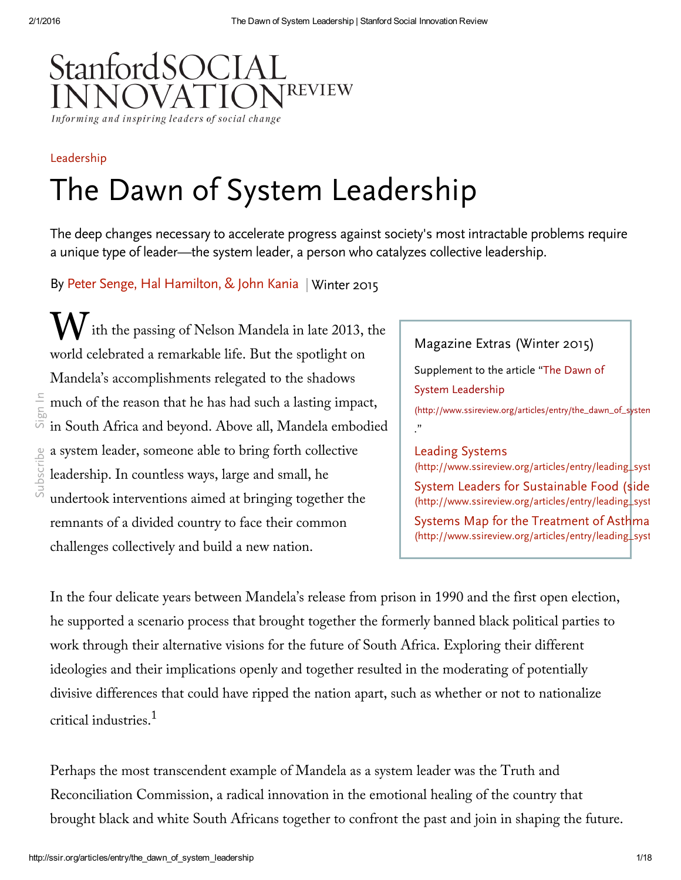Stanford SOCIAL INNOVATION REVIEW

*Informing and inspiring leaders of social change*

Leadership

# The Dawn of System Leadership

The deep changes necessary to accelerate progress against society's most intractable problems require a unique type of leader—the system leader, a person who catalyzes collective leadership.

By Peter Senge, Hal Hamilton, & John Kania | Winter 2015

With the passing of Nelson Mandela in late 2013, the world celebrated a remarkable life. But the spotlight on Mandela's accomplishments relegated to the shadows much of the reason that he has had such a lasting impact, in South Africa and beyond. Above all, Mandela embodied a system leader, someone able to bring forth collective leadership. In countless ways, large and small, he undertook interventions aimed at bringing together the remnants of a divided country to face their common challenges collectively and build a new nation.

> Magazine Extras (Winter 2015)
>
> Supplement to the article "The Dawn of System Leadership (http://www.ssireview.org/articles/entry/the_dawn_of_systen."
>
> Leading Systems (http://www.ssireview.org/articles/entry/leading_syst
>
> System Leaders for Sustainable Food (side (http://www.ssireview.org/articles/entry/leading_syst
>
> Systems Map for the Treatment of Asthma (http://www.ssireview.org/articles/entry/leading_syst

In the four delicate years between Mandela's release from prison in 1990 and the first open election, he supported a scenario process that brought together the formerly banned black political parties to work through their alternative visions for the future of South Africa. Exploring their different ideologies and their implications openly and together resulted in the moderating of potentially divisive differences that could have ripped the nation apart, such as whether or not to nationalize critical industries.[1]

Perhaps the most transcendent example of Mandela as a system leader was the Truth and Reconciliation Commission, a radical innovation in the emotional healing of the country that brought black and white South Africans together to confront the past and join in shaping the future.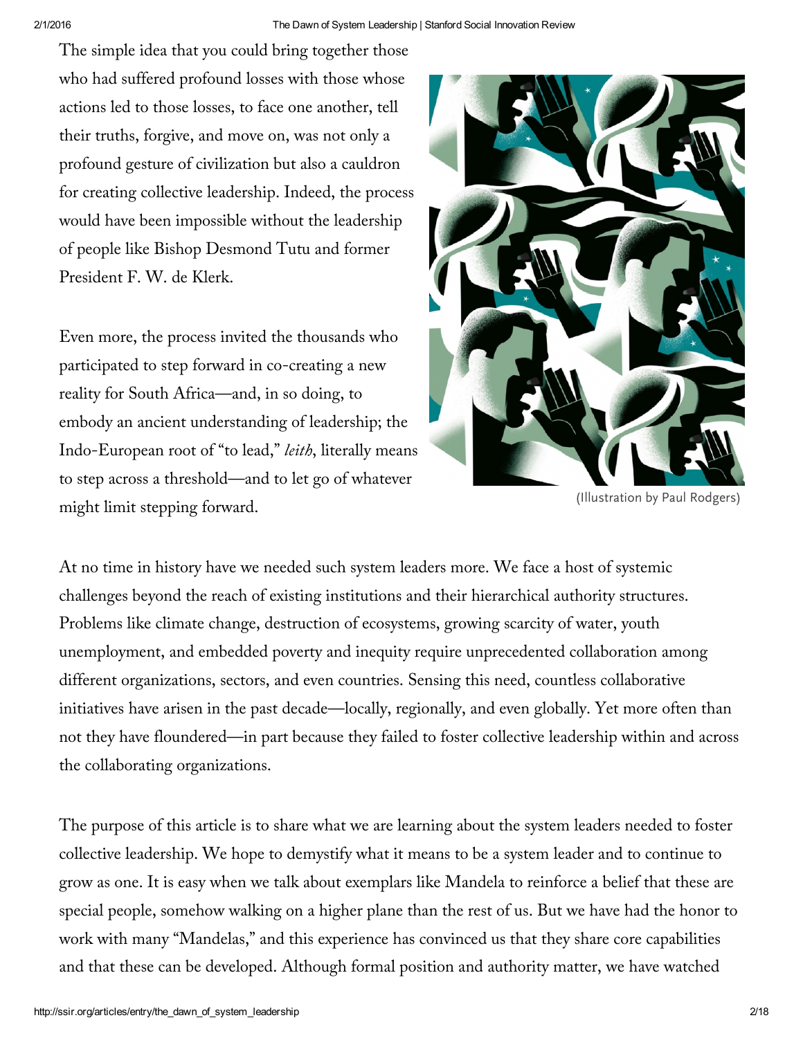The simple idea that you could bring together those who had suffered profound losses with those whose actions led to those losses, to face one another, tell their truths, forgive, and move on, was not only a profound gesture of civilization but also a cauldron for creating collective leadership. Indeed, the process would have been impossible without the leadership of people like Bishop Desmond Tutu and former President F. W. de Klerk.

Even more, the process invited the thousands who participated to step forward in co-creating a new reality for South Africa—and, in so doing, to embody an ancient understanding of leadership; the Indo-European root of "to lead," *leith*, literally means to step across a threshold—and to let go of whatever might limit stepping forward.

(Illustration by Paul Rodgers)

At no time in history have we needed such system leaders more. We face a host of systemic challenges beyond the reach of existing institutions and their hierarchical authority structures. Problems like climate change, destruction of ecosystems, growing scarcity of water, youth unemployment, and embedded poverty and inequity require unprecedented collaboration among different organizations, sectors, and even countries. Sensing this need, countless collaborative initiatives have arisen in the past decade—locally, regionally, and even globally. Yet more often than not they have floundered—in part because they failed to foster collective leadership within and across the collaborating organizations.

The purpose of this article is to share what we are learning about the system leaders needed to foster collective leadership. We hope to demystify what it means to be a system leader and to continue to grow as one. It is easy when we talk about exemplars like Mandela to reinforce a belief that these are special people, somehow walking on a higher plane than the rest of us. But we have had the honor to work with many "Mandelas," and this experience has convinced us that they share core capabilities and that these can be developed. Although formal position and authority matter, we have watched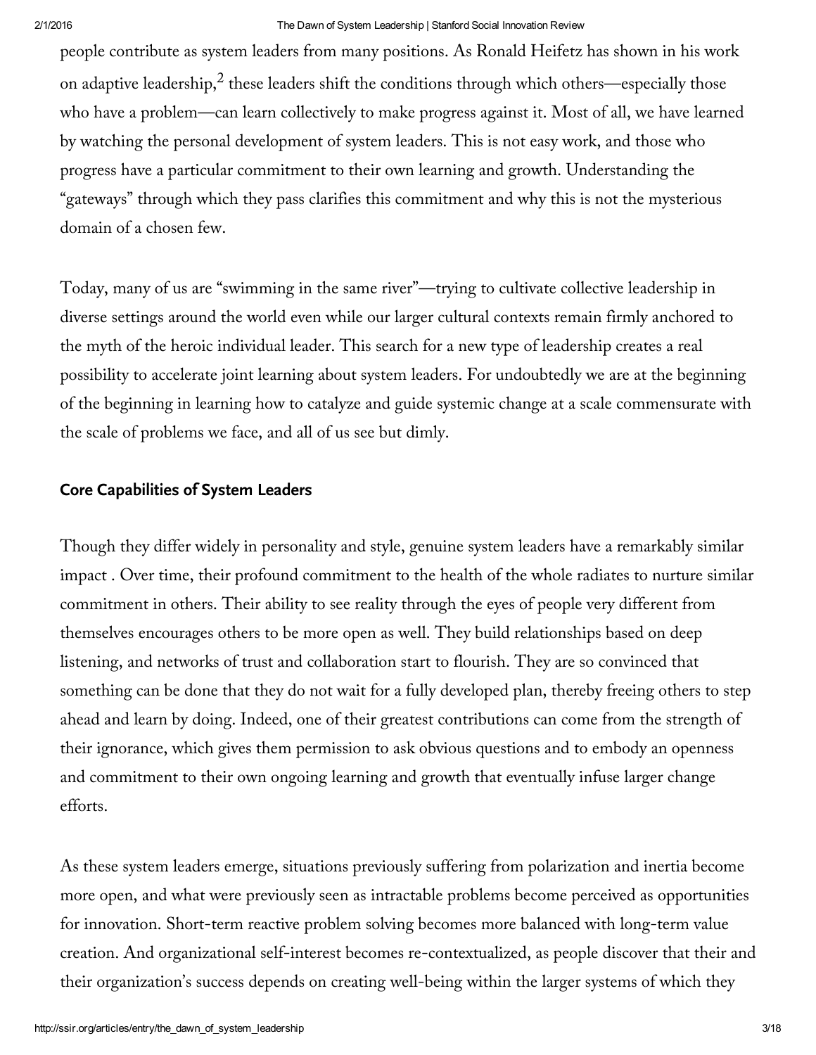people contribute as system leaders from many positions. As Ronald Heifetz has shown in his work on adaptive leadership,[2] these leaders shift the conditions through which others—especially those who have a problem—can learn collectively to make progress against it. Most of all, we have learned by watching the personal development of system leaders. This is not easy work, and those who progress have a particular commitment to their own learning and growth. Understanding the "gateways" through which they pass clarifies this commitment and why this is not the mysterious domain of a chosen few.

Today, many of us are "swimming in the same river"—trying to cultivate collective leadership in diverse settings around the world even while our larger cultural contexts remain firmly anchored to the myth of the heroic individual leader. This search for a new type of leadership creates a real possibility to accelerate joint learning about system leaders. For undoubtedly we are at the beginning of the beginning in learning how to catalyze and guide systemic change at a scale commensurate with the scale of problems we face, and all of us see but dimly.

### Core Capabilities of System Leaders

Though they differ widely in personality and style, genuine system leaders have a remarkably similar impact . Over time, their profound commitment to the health of the whole radiates to nurture similar commitment in others. Their ability to see reality through the eyes of people very different from themselves encourages others to be more open as well. They build relationships based on deep listening, and networks of trust and collaboration start to flourish. They are so convinced that something can be done that they do not wait for a fully developed plan, thereby freeing others to step ahead and learn by doing. Indeed, one of their greatest contributions can come from the strength of their ignorance, which gives them permission to ask obvious questions and to embody an openness and commitment to their own ongoing learning and growth that eventually infuse larger change efforts.

As these system leaders emerge, situations previously suffering from polarization and inertia become more open, and what were previously seen as intractable problems become perceived as opportunities for innovation. Short-term reactive problem solving becomes more balanced with long-term value creation. And organizational self-interest becomes re-contextualized, as people discover that their and their organization's success depends on creating well-being within the larger systems of which they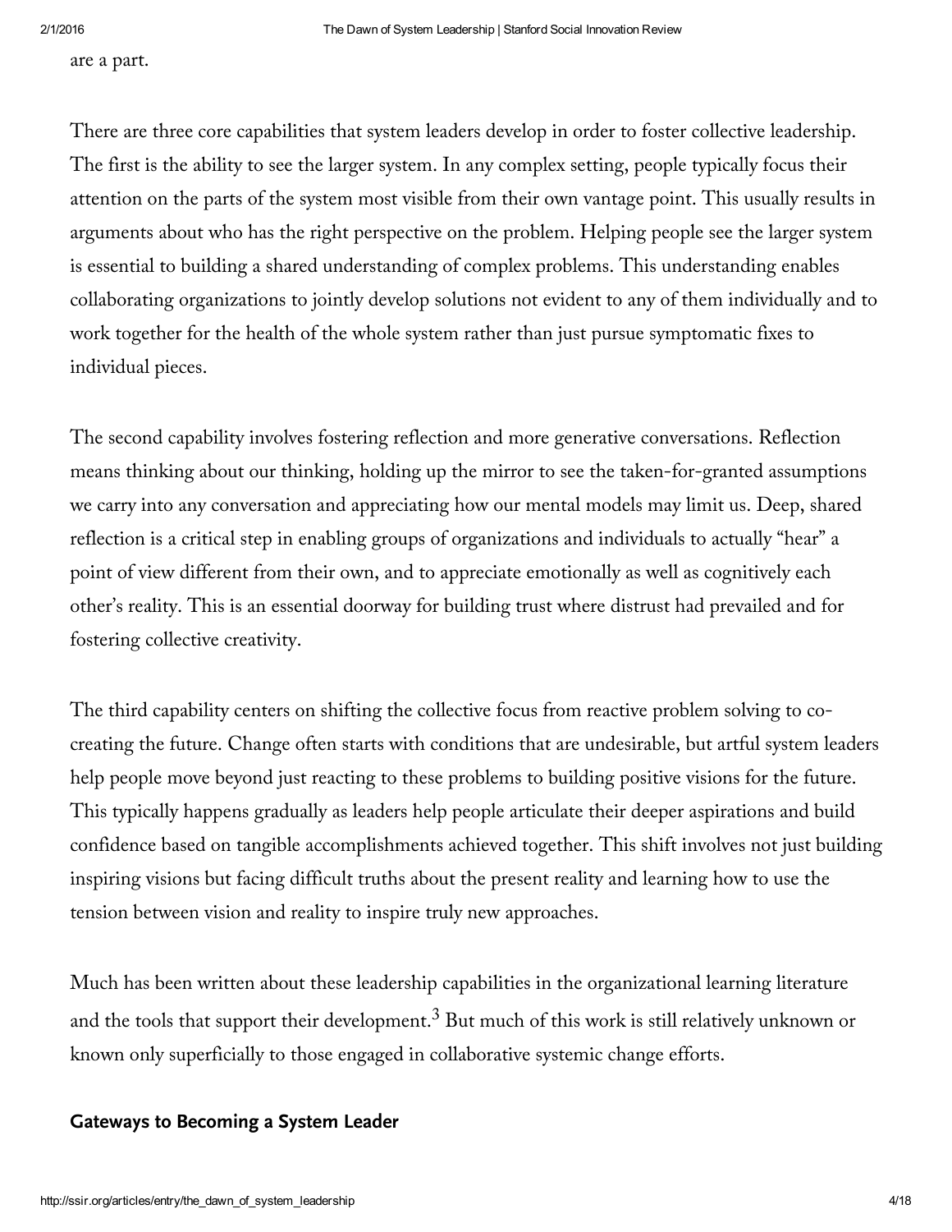are a part.

There are three core capabilities that system leaders develop in order to foster collective leadership. The first is the ability to see the larger system. In any complex setting, people typically focus their attention on the parts of the system most visible from their own vantage point. This usually results in arguments about who has the right perspective on the problem. Helping people see the larger system is essential to building a shared understanding of complex problems. This understanding enables collaborating organizations to jointly develop solutions not evident to any of them individually and to work together for the health of the whole system rather than just pursue symptomatic fixes to individual pieces.

The second capability involves fostering reflection and more generative conversations. Reflection means thinking about our thinking, holding up the mirror to see the taken-for-granted assumptions we carry into any conversation and appreciating how our mental models may limit us. Deep, shared reflection is a critical step in enabling groups of organizations and individuals to actually "hear" a point of view different from their own, and to appreciate emotionally as well as cognitively each other's reality. This is an essential doorway for building trust where distrust had prevailed and for fostering collective creativity.

The third capability centers on shifting the collective focus from reactive problem solving to co-creating the future. Change often starts with conditions that are undesirable, but artful system leaders help people move beyond just reacting to these problems to building positive visions for the future. This typically happens gradually as leaders help people articulate their deeper aspirations and build confidence based on tangible accomplishments achieved together. This shift involves not just building inspiring visions but facing difficult truths about the present reality and learning how to use the tension between vision and reality to inspire truly new approaches.

Much has been written about these leadership capabilities in the organizational learning literature and the tools that support their development.[3] But much of this work is still relatively unknown or known only superficially to those engaged in collaborative systemic change efforts.

## Gateways to Becoming a System Leader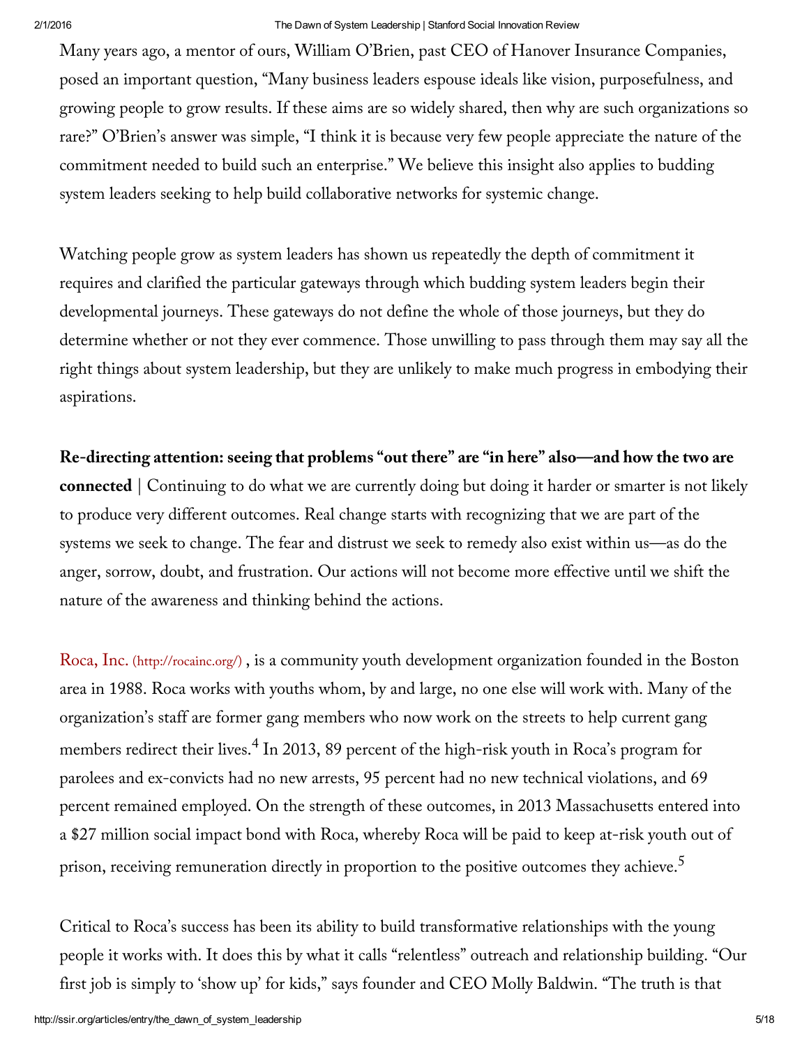Many years ago, a mentor of ours, William O'Brien, past CEO of Hanover Insurance Companies, posed an important question, "Many business leaders espouse ideals like vision, purposefulness, and growing people to grow results. If these aims are so widely shared, then why are such organizations so rare?" O'Brien's answer was simple, "I think it is because very few people appreciate the nature of the commitment needed to build such an enterprise." We believe this insight also applies to budding system leaders seeking to help build collaborative networks for systemic change.

Watching people grow as system leaders has shown us repeatedly the depth of commitment it requires and clarified the particular gateways through which budding system leaders begin their developmental journeys. These gateways do not define the whole of those journeys, but they do determine whether or not they ever commence. Those unwilling to pass through them may say all the right things about system leadership, but they are unlikely to make much progress in embodying their aspirations.

**Re-directing attention: seeing that problems "out there" are "in here" also—and how the two are connected** | Continuing to do what we are currently doing but doing it harder or smarter is not likely to produce very different outcomes. Real change starts with recognizing that we are part of the systems we seek to change. The fear and distrust we seek to remedy also exist within us—as do the anger, sorrow, doubt, and frustration. Our actions will not become more effective until we shift the nature of the awareness and thinking behind the actions.

Roca, Inc. (http://rocainc.org/) , is a community youth development organization founded in the Boston area in 1988. Roca works with youths whom, by and large, no one else will work with. Many of the organization's staff are former gang members who now work on the streets to help current gang members redirect their lives.[4] In 2013, 89 percent of the high-risk youth in Roca's program for parolees and ex-convicts had no new arrests, 95 percent had no new technical violations, and 69 percent remained employed. On the strength of these outcomes, in 2013 Massachusetts entered into a $27 million social impact bond with Roca, whereby Roca will be paid to keep at-risk youth out of prison, receiving remuneration directly in proportion to the positive outcomes they achieve.[5]

Critical to Roca's success has been its ability to build transformative relationships with the young people it works with. It does this by what it calls "relentless" outreach and relationship building. "Our first job is simply to 'show up' for kids," says founder and CEO Molly Baldwin. "The truth is that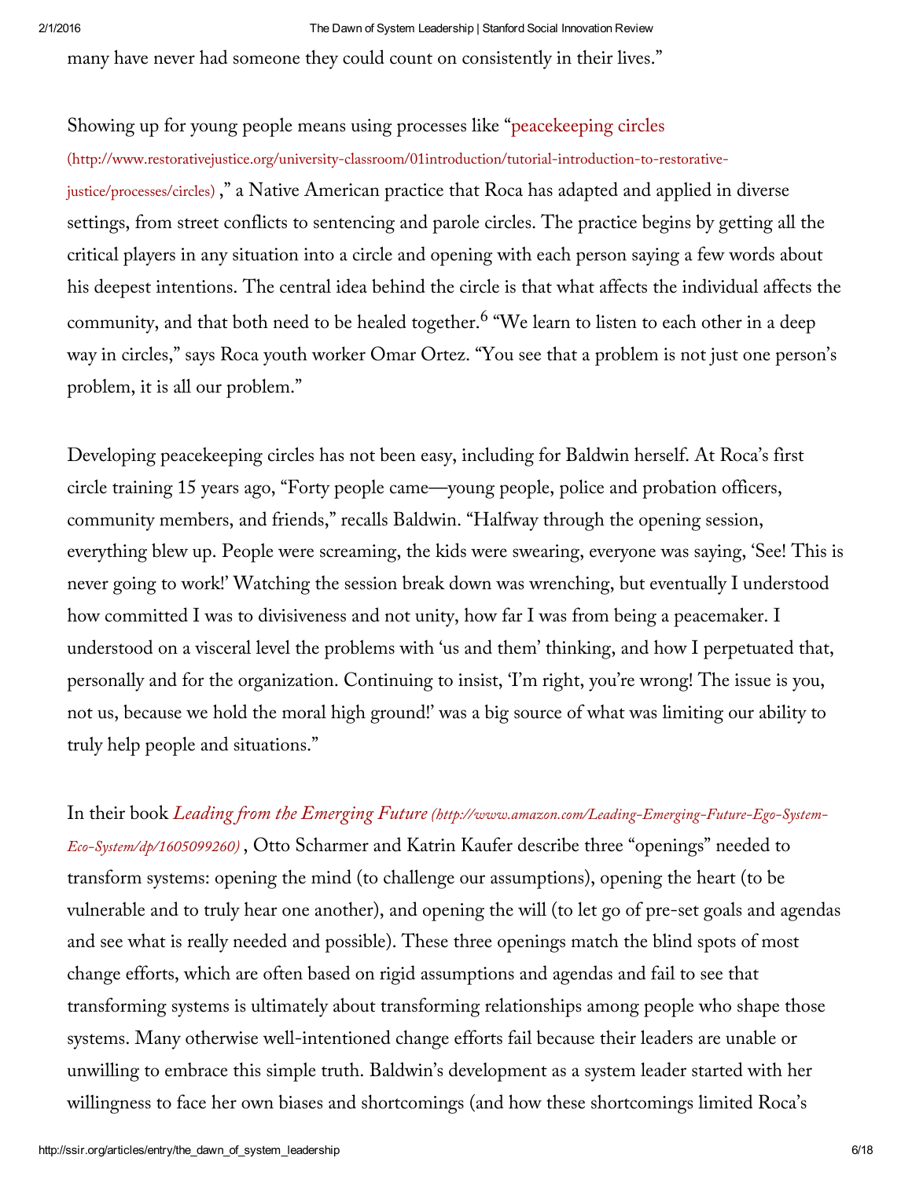many have never had someone they could count on consistently in their lives."

Showing up for young people means using processes like "peacekeeping circles (http://www.restorativejustice.org/university-classroom/01introduction/tutorial-introduction-to-restorative-justice/processes/circles) ," a Native American practice that Roca has adapted and applied in diverse settings, from street conflicts to sentencing and parole circles. The practice begins by getting all the critical players in any situation into a circle and opening with each person saying a few words about his deepest intentions. The central idea behind the circle is that what affects the individual affects the community, and that both need to be healed together.[6] "We learn to listen to each other in a deep way in circles," says Roca youth worker Omar Ortez. "You see that a problem is not just one person's problem, it is all our problem."

Developing peacekeeping circles has not been easy, including for Baldwin herself. At Roca's first circle training 15 years ago, "Forty people came—young people, police and probation officers, community members, and friends," recalls Baldwin. "Halfway through the opening session, everything blew up. People were screaming, the kids were swearing, everyone was saying, 'See! This is never going to work!' Watching the session break down was wrenching, but eventually I understood how committed I was to divisiveness and not unity, how far I was from being a peacemaker. I understood on a visceral level the problems with 'us and them' thinking, and how I perpetuated that, personally and for the organization. Continuing to insist, 'I'm right, you're wrong! The issue is you, not us, because we hold the moral high ground!' was a big source of what was limiting our ability to truly help people and situations."

In their book *Leading from the Emerging Future* (http://www.amazon.com/Leading-Emerging-Future-Ego-System-Eco-System/dp/1605099260) , Otto Scharmer and Katrin Kaufer describe three "openings" needed to transform systems: opening the mind (to challenge our assumptions), opening the heart (to be vulnerable and to truly hear one another), and opening the will (to let go of pre-set goals and agendas and see what is really needed and possible). These three openings match the blind spots of most change efforts, which are often based on rigid assumptions and agendas and fail to see that transforming systems is ultimately about transforming relationships among people who shape those systems. Many otherwise well-intentioned change efforts fail because their leaders are unable or unwilling to embrace this simple truth. Baldwin's development as a system leader started with her willingness to face her own biases and shortcomings (and how these shortcomings limited Roca's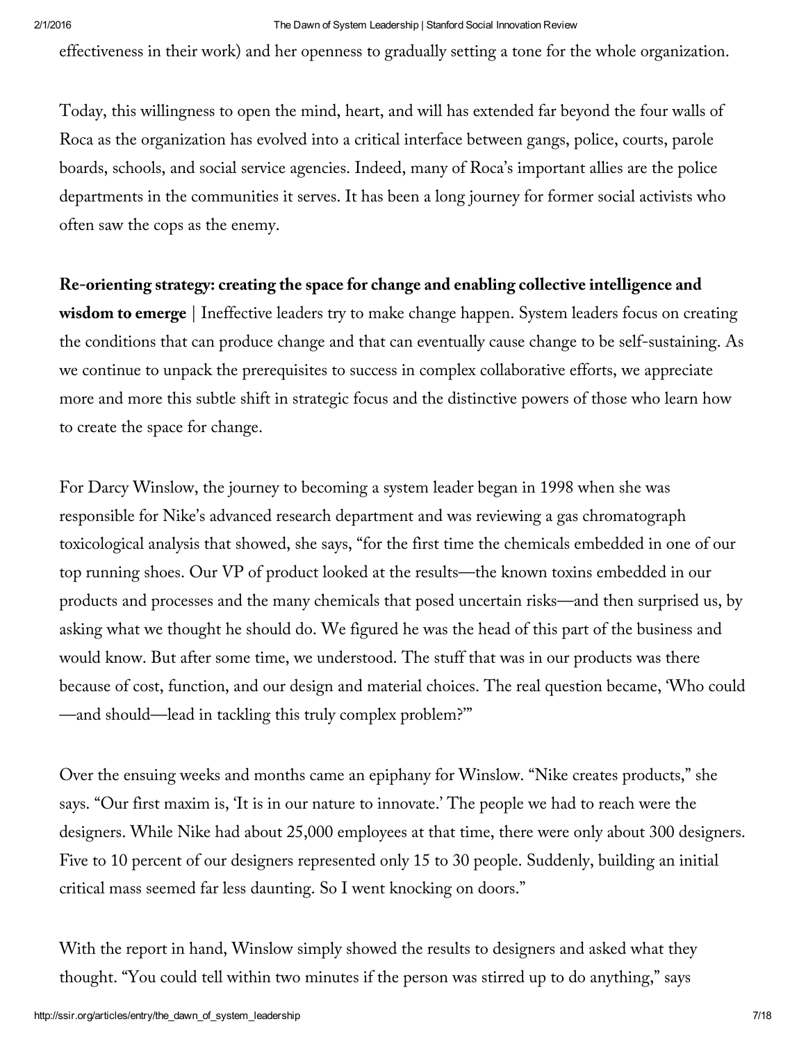effectiveness in their work) and her openness to gradually setting a tone for the whole organization.

Today, this willingness to open the mind, heart, and will has extended far beyond the four walls of Roca as the organization has evolved into a critical interface between gangs, police, courts, parole boards, schools, and social service agencies. Indeed, many of Roca's important allies are the police departments in the communities it serves. It has been a long journey for former social activists who often saw the cops as the enemy.

**Re-orienting strategy: creating the space for change and enabling collective intelligence and wisdom to emerge** | Ineffective leaders try to make change happen. System leaders focus on creating the conditions that can produce change and that can eventually cause change to be self-sustaining. As we continue to unpack the prerequisites to success in complex collaborative efforts, we appreciate more and more this subtle shift in strategic focus and the distinctive powers of those who learn how to create the space for change.

For Darcy Winslow, the journey to becoming a system leader began in 1998 when she was responsible for Nike's advanced research department and was reviewing a gas chromatograph toxicological analysis that showed, she says, "for the first time the chemicals embedded in one of our top running shoes. Our VP of product looked at the results—the known toxins embedded in our products and processes and the many chemicals that posed uncertain risks—and then surprised us, by asking what we thought he should do. We figured he was the head of this part of the business and would know. But after some time, we understood. The stuff that was in our products was there because of cost, function, and our design and material choices. The real question became, 'Who could—and should—lead in tackling this truly complex problem?'"

Over the ensuing weeks and months came an epiphany for Winslow. "Nike creates products," she says. "Our first maxim is, 'It is in our nature to innovate.' The people we had to reach were the designers. While Nike had about 25,000 employees at that time, there were only about 300 designers. Five to 10 percent of our designers represented only 15 to 30 people. Suddenly, building an initial critical mass seemed far less daunting. So I went knocking on doors."

With the report in hand, Winslow simply showed the results to designers and asked what they thought. "You could tell within two minutes if the person was stirred up to do anything," says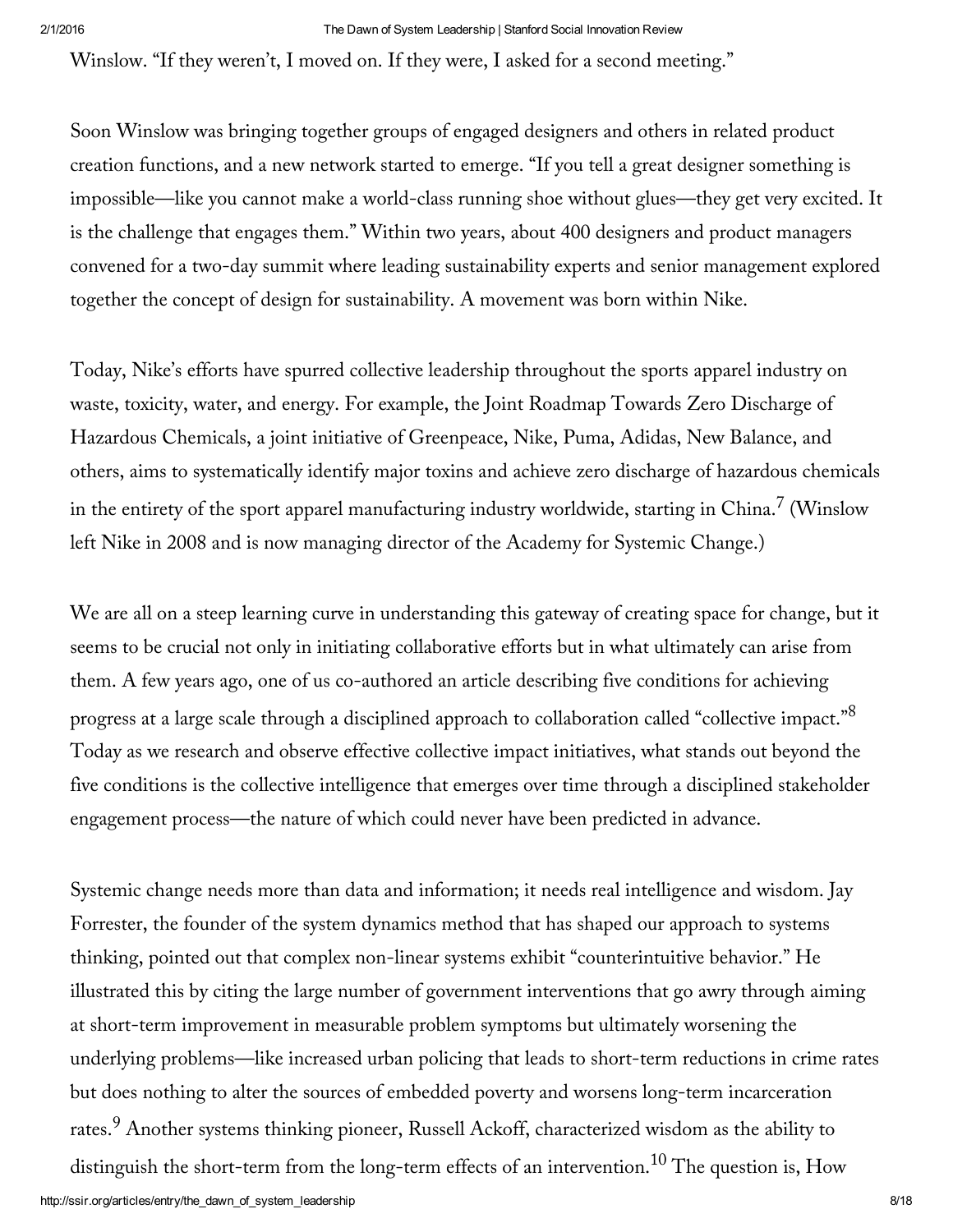Winslow. "If they weren't, I moved on. If they were, I asked for a second meeting."

Soon Winslow was bringing together groups of engaged designers and others in related product creation functions, and a new network started to emerge. "If you tell a great designer something is impossible—like you cannot make a world-class running shoe without glues—they get very excited. It is the challenge that engages them." Within two years, about 400 designers and product managers convened for a two-day summit where leading sustainability experts and senior management explored together the concept of design for sustainability. A movement was born within Nike.

Today, Nike's efforts have spurred collective leadership throughout the sports apparel industry on waste, toxicity, water, and energy. For example, the Joint Roadmap Towards Zero Discharge of Hazardous Chemicals, a joint initiative of Greenpeace, Nike, Puma, Adidas, New Balance, and others, aims to systematically identify major toxins and achieve zero discharge of hazardous chemicals in the entirety of the sport apparel manufacturing industry worldwide, starting in China.[7] (Winslow left Nike in 2008 and is now managing director of the Academy for Systemic Change.)

We are all on a steep learning curve in understanding this gateway of creating space for change, but it seems to be crucial not only in initiating collaborative efforts but in what ultimately can arise from them. A few years ago, one of us co-authored an article describing five conditions for achieving progress at a large scale through a disciplined approach to collaboration called "collective impact."[8] Today as we research and observe effective collective impact initiatives, what stands out beyond the five conditions is the collective intelligence that emerges over time through a disciplined stakeholder engagement process—the nature of which could never have been predicted in advance.

Systemic change needs more than data and information; it needs real intelligence and wisdom. Jay Forrester, the founder of the system dynamics method that has shaped our approach to systems thinking, pointed out that complex non-linear systems exhibit "counterintuitive behavior." He illustrated this by citing the large number of government interventions that go awry through aiming at short-term improvement in measurable problem symptoms but ultimately worsening the underlying problems—like increased urban policing that leads to short-term reductions in crime rates but does nothing to alter the sources of embedded poverty and worsens long-term incarceration rates.[9] Another systems thinking pioneer, Russell Ackoff, characterized wisdom as the ability to distinguish the short-term from the long-term effects of an intervention.[10] The question is, How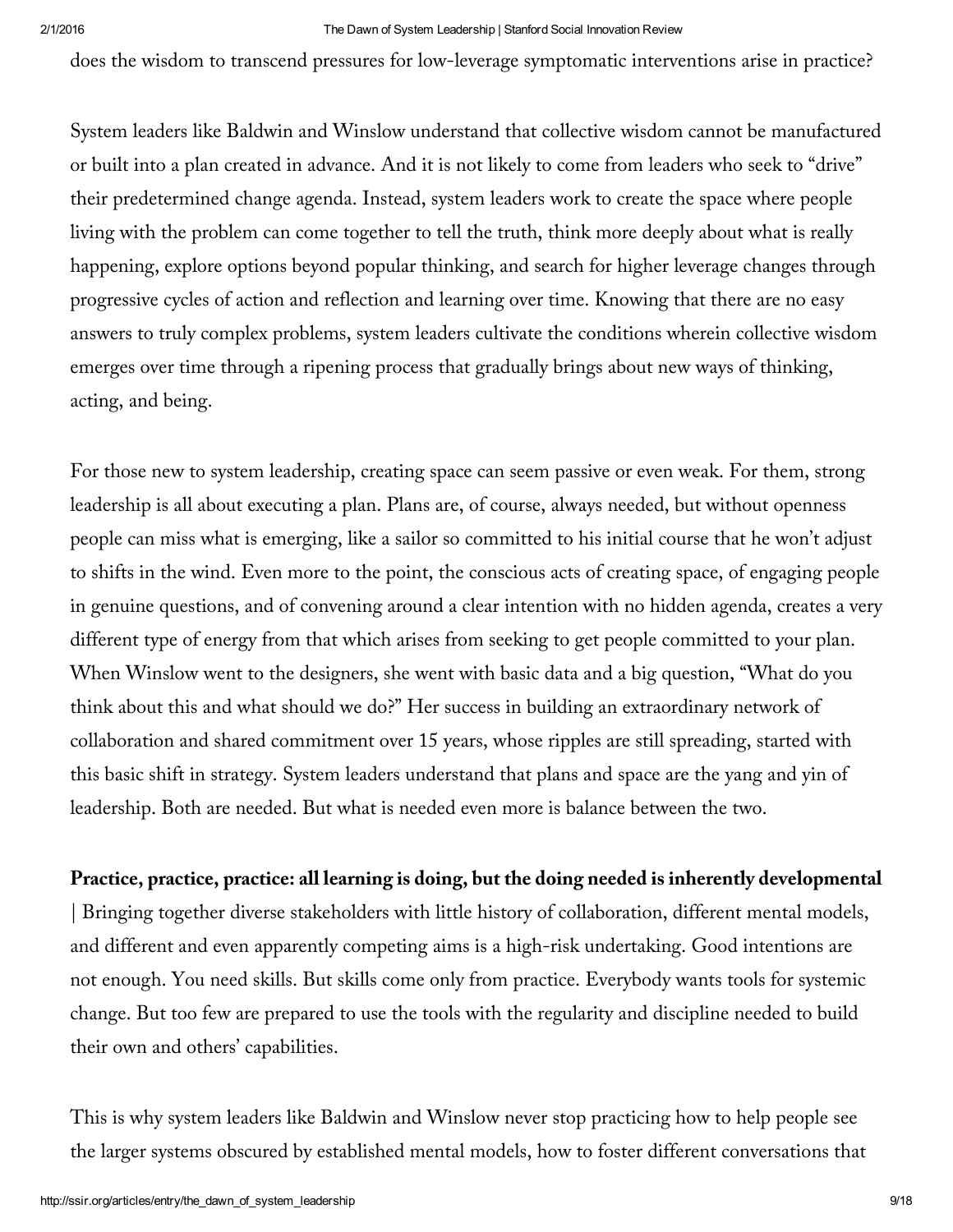does the wisdom to transcend pressures for low-leverage symptomatic interventions arise in practice?

System leaders like Baldwin and Winslow understand that collective wisdom cannot be manufactured or built into a plan created in advance. And it is not likely to come from leaders who seek to "drive" their predetermined change agenda. Instead, system leaders work to create the space where people living with the problem can come together to tell the truth, think more deeply about what is really happening, explore options beyond popular thinking, and search for higher leverage changes through progressive cycles of action and reflection and learning over time. Knowing that there are no easy answers to truly complex problems, system leaders cultivate the conditions wherein collective wisdom emerges over time through a ripening process that gradually brings about new ways of thinking, acting, and being.

For those new to system leadership, creating space can seem passive or even weak. For them, strong leadership is all about executing a plan. Plans are, of course, always needed, but without openness people can miss what is emerging, like a sailor so committed to his initial course that he won't adjust to shifts in the wind. Even more to the point, the conscious acts of creating space, of engaging people in genuine questions, and of convening around a clear intention with no hidden agenda, creates a very different type of energy from that which arises from seeking to get people committed to your plan. When Winslow went to the designers, she went with basic data and a big question, "What do you think about this and what should we do?" Her success in building an extraordinary network of collaboration and shared commitment over 15 years, whose ripples are still spreading, started with this basic shift in strategy. System leaders understand that plans and space are the yang and yin of leadership. Both are needed. But what is needed even more is balance between the two.

**Practice, practice, practice: all learning is doing, but the doing needed is inherently developmental** | Bringing together diverse stakeholders with little history of collaboration, different mental models, and different and even apparently competing aims is a high-risk undertaking. Good intentions are not enough. You need skills. But skills come only from practice. Everybody wants tools for systemic change. But too few are prepared to use the tools with the regularity and discipline needed to build their own and others' capabilities.

This is why system leaders like Baldwin and Winslow never stop practicing how to help people see the larger systems obscured by established mental models, how to foster different conversations that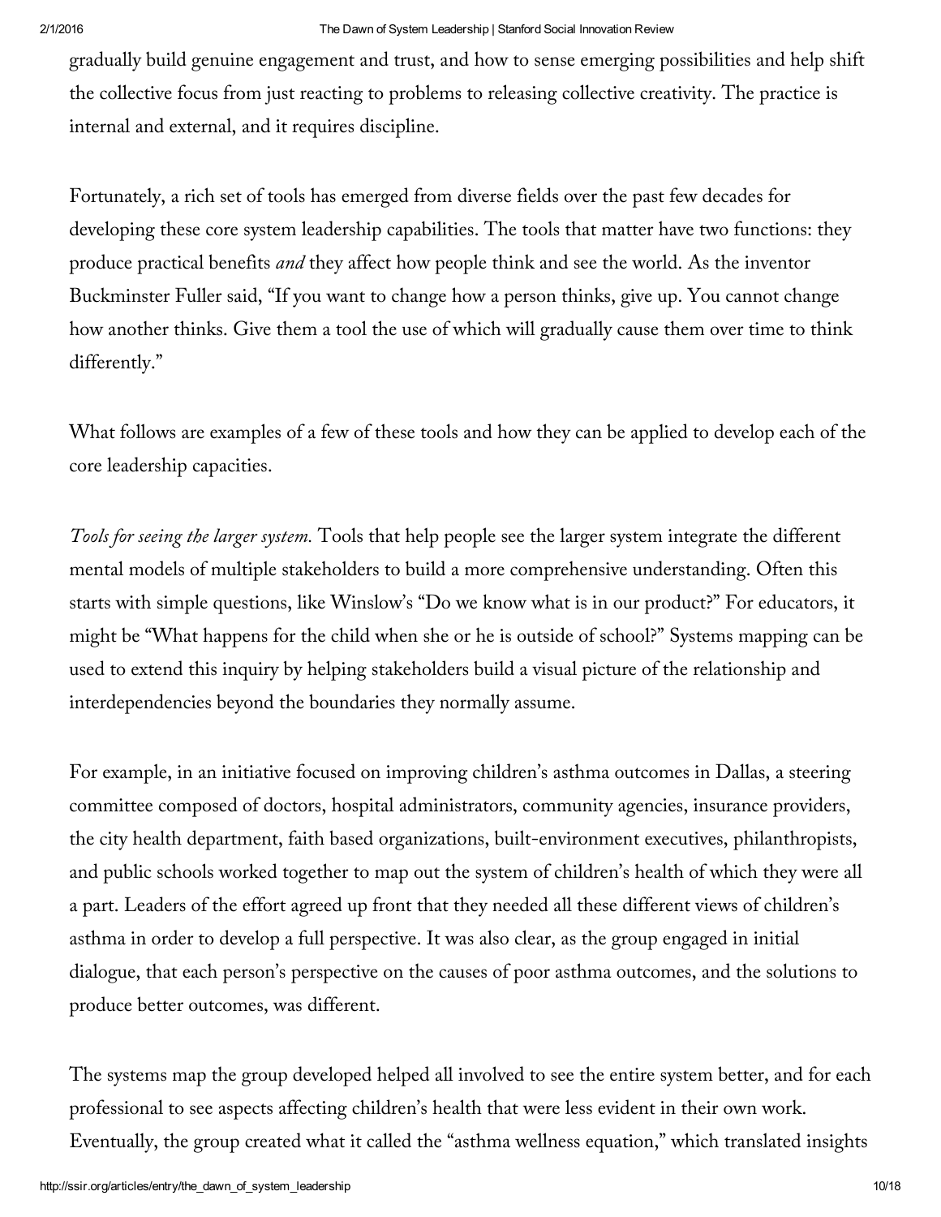gradually build genuine engagement and trust, and how to sense emerging possibilities and help shift the collective focus from just reacting to problems to releasing collective creativity. The practice is internal and external, and it requires discipline.

Fortunately, a rich set of tools has emerged from diverse fields over the past few decades for developing these core system leadership capabilities. The tools that matter have two functions: they produce practical benefits *and* they affect how people think and see the world. As the inventor Buckminster Fuller said, "If you want to change how a person thinks, give up. You cannot change how another thinks. Give them a tool the use of which will gradually cause them over time to think differently."

What follows are examples of a few of these tools and how they can be applied to develop each of the core leadership capacities.

*Tools for seeing the larger system.* Tools that help people see the larger system integrate the different mental models of multiple stakeholders to build a more comprehensive understanding. Often this starts with simple questions, like Winslow's "Do we know what is in our product?" For educators, it might be "What happens for the child when she or he is outside of school?" Systems mapping can be used to extend this inquiry by helping stakeholders build a visual picture of the relationship and interdependencies beyond the boundaries they normally assume.

For example, in an initiative focused on improving children's asthma outcomes in Dallas, a steering committee composed of doctors, hospital administrators, community agencies, insurance providers, the city health department, faith based organizations, built-environment executives, philanthropists, and public schools worked together to map out the system of children's health of which they were all a part. Leaders of the effort agreed up front that they needed all these different views of children's asthma in order to develop a full perspective. It was also clear, as the group engaged in initial dialogue, that each person's perspective on the causes of poor asthma outcomes, and the solutions to produce better outcomes, was different.

The systems map the group developed helped all involved to see the entire system better, and for each professional to see aspects affecting children's health that were less evident in their own work. Eventually, the group created what it called the "asthma wellness equation," which translated insights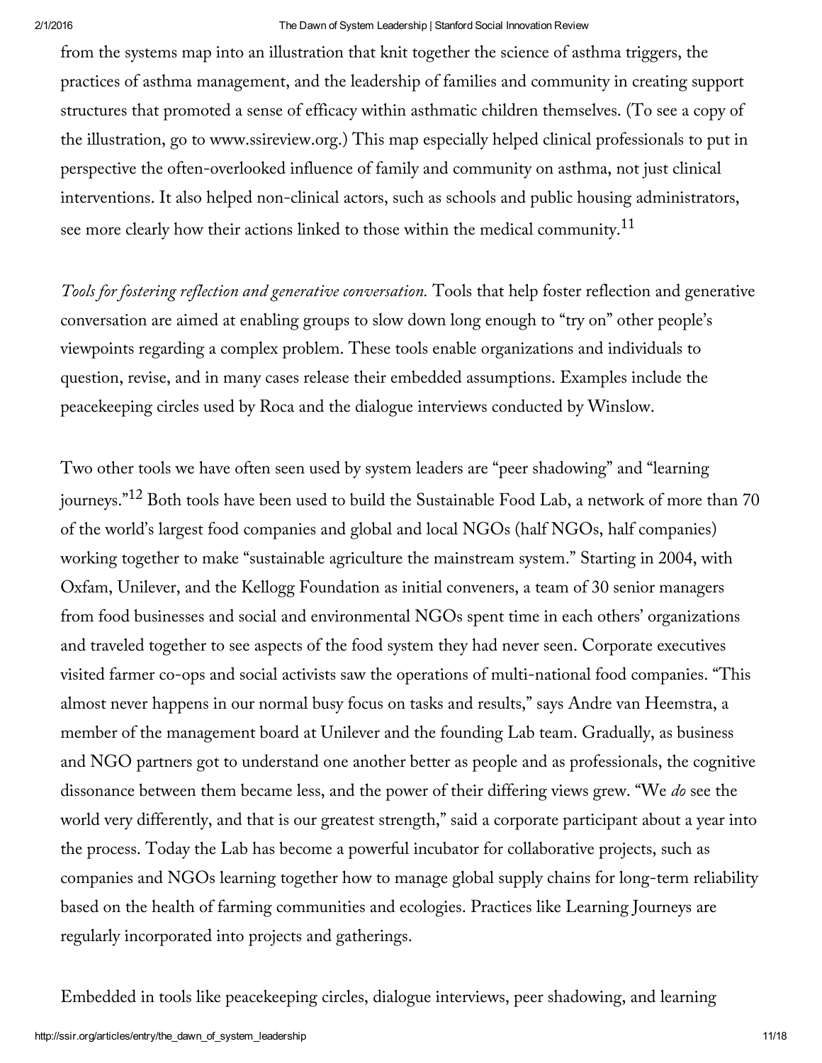from the systems map into an illustration that knit together the science of asthma triggers, the practices of asthma management, and the leadership of families and community in creating support structures that promoted a sense of efficacy within asthmatic children themselves. (To see a copy of the illustration, go to www.ssireview.org.) This map especially helped clinical professionals to put in perspective the often-overlooked influence of family and community on asthma, not just clinical interventions. It also helped non-clinical actors, such as schools and public housing administrators, see more clearly how their actions linked to those within the medical community.[11]

*Tools for fostering reflection and generative conversation.* Tools that help foster reflection and generative conversation are aimed at enabling groups to slow down long enough to "try on" other people's viewpoints regarding a complex problem. These tools enable organizations and individuals to question, revise, and in many cases release their embedded assumptions. Examples include the peacekeeping circles used by Roca and the dialogue interviews conducted by Winslow.

Two other tools we have often seen used by system leaders are "peer shadowing" and "learning journeys."[12] Both tools have been used to build the Sustainable Food Lab, a network of more than 70 of the world's largest food companies and global and local NGOs (half NGOs, half companies) working together to make "sustainable agriculture the mainstream system." Starting in 2004, with Oxfam, Unilever, and the Kellogg Foundation as initial conveners, a team of 30 senior managers from food businesses and social and environmental NGOs spent time in each others' organizations and traveled together to see aspects of the food system they had never seen. Corporate executives visited farmer co-ops and social activists saw the operations of multi-national food companies. "This almost never happens in our normal busy focus on tasks and results," says Andre van Heemstra, a member of the management board at Unilever and the founding Lab team. Gradually, as business and NGO partners got to understand one another better as people and as professionals, the cognitive dissonance between them became less, and the power of their differing views grew. "We *do* see the world very differently, and that is our greatest strength," said a corporate participant about a year into the process. Today the Lab has become a powerful incubator for collaborative projects, such as companies and NGOs learning together how to manage global supply chains for long-term reliability based on the health of farming communities and ecologies. Practices like Learning Journeys are regularly incorporated into projects and gatherings.

Embedded in tools like peacekeeping circles, dialogue interviews, peer shadowing, and learning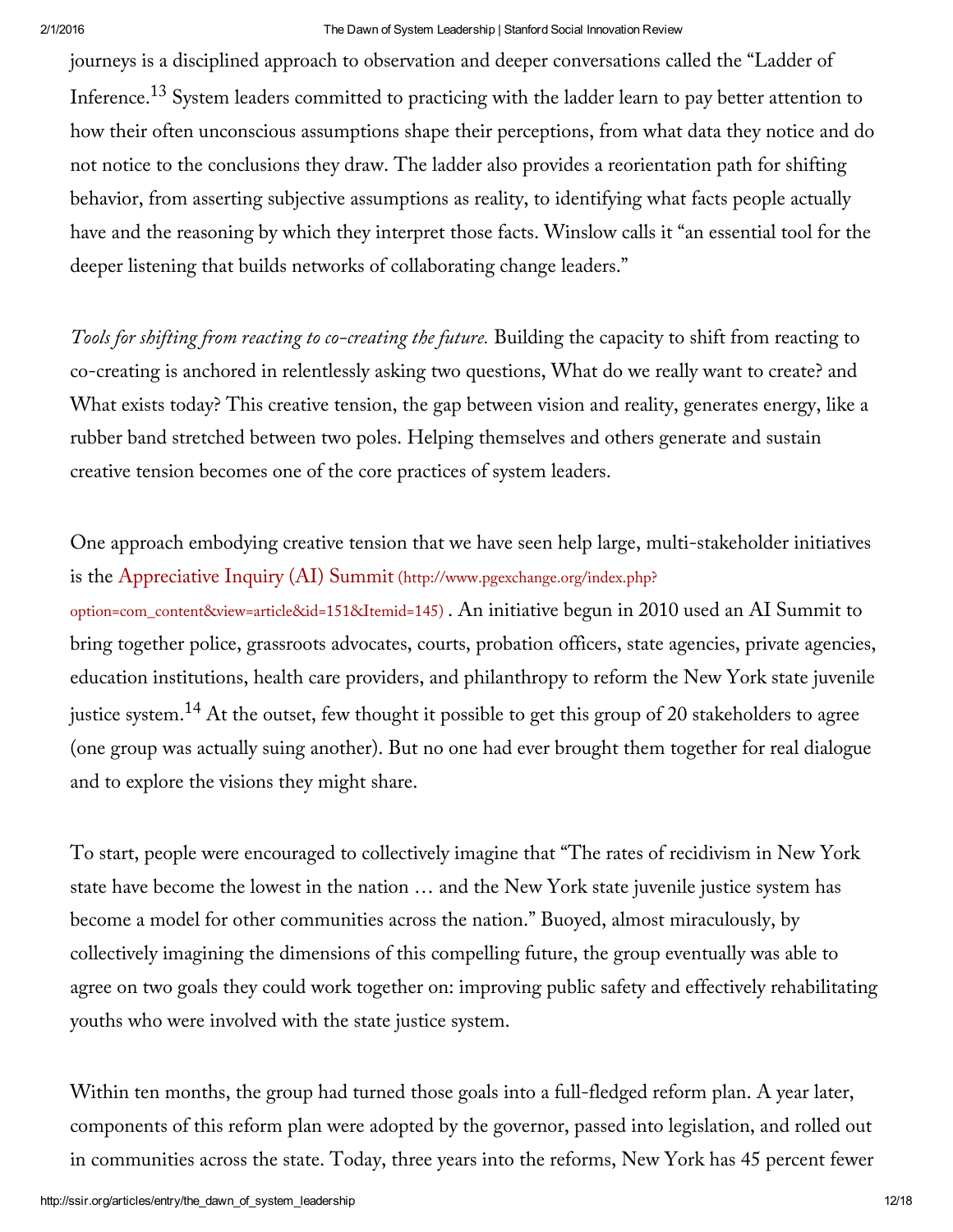journeys is a disciplined approach to observation and deeper conversations called the "Ladder of Inference.[13] System leaders committed to practicing with the ladder learn to pay better attention to how their often unconscious assumptions shape their perceptions, from what data they notice and do not notice to the conclusions they draw. The ladder also provides a reorientation path for shifting behavior, from asserting subjective assumptions as reality, to identifying what facts people actually have and the reasoning by which they interpret those facts. Winslow calls it "an essential tool for the deeper listening that builds networks of collaborating change leaders."

*Tools for shifting from reacting to co-creating the future.* Building the capacity to shift from reacting to co-creating is anchored in relentlessly asking two questions, What do we really want to create? and What exists today? This creative tension, the gap between vision and reality, generates energy, like a rubber band stretched between two poles. Helping themselves and others generate and sustain creative tension becomes one of the core practices of system leaders.

One approach embodying creative tension that we have seen help large, multi-stakeholder initiatives is the Appreciative Inquiry (AI) Summit (http://www.pgexchange.org/index.php?option=com_content&view=article&id=151&Itemid=145) . An initiative begun in 2010 used an AI Summit to bring together police, grassroots advocates, courts, probation officers, state agencies, private agencies, education institutions, health care providers, and philanthropy to reform the New York state juvenile justice system.[14] At the outset, few thought it possible to get this group of 20 stakeholders to agree (one group was actually suing another). But no one had ever brought them together for real dialogue and to explore the visions they might share.

To start, people were encouraged to collectively imagine that "The rates of recidivism in New York state have become the lowest in the nation … and the New York state juvenile justice system has become a model for other communities across the nation." Buoyed, almost miraculously, by collectively imagining the dimensions of this compelling future, the group eventually was able to agree on two goals they could work together on: improving public safety and effectively rehabilitating youths who were involved with the state justice system.

Within ten months, the group had turned those goals into a full-fledged reform plan. A year later, components of this reform plan were adopted by the governor, passed into legislation, and rolled out in communities across the state. Today, three years into the reforms, New York has 45 percent fewer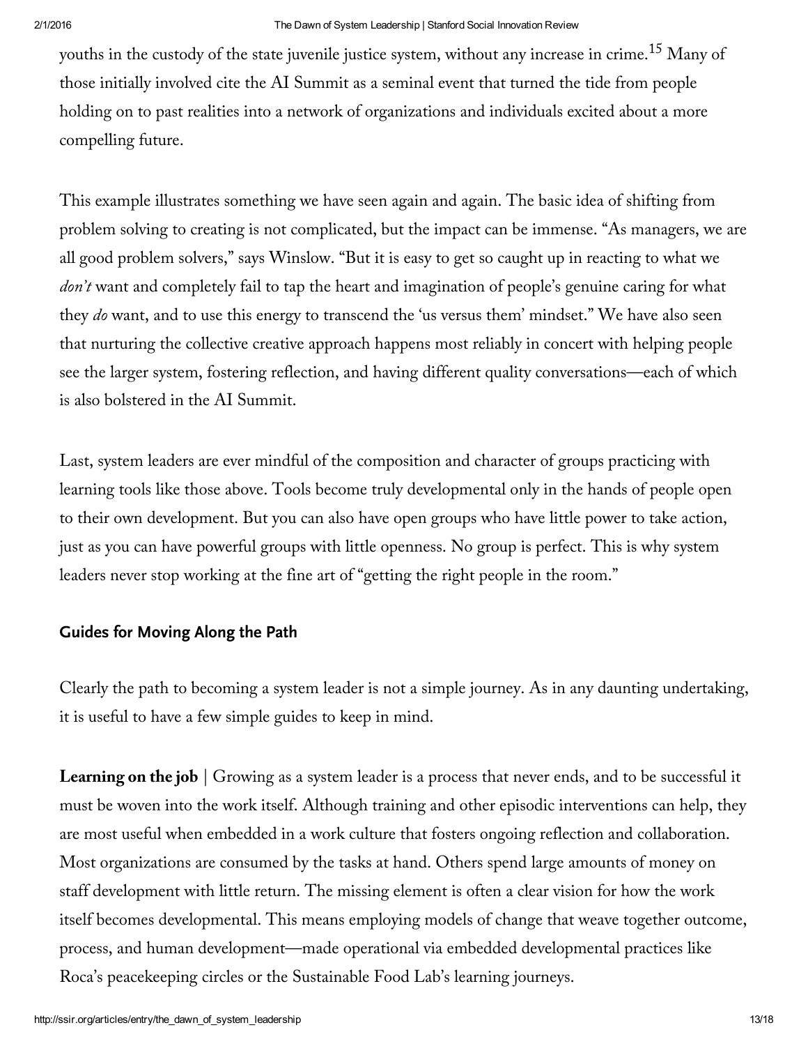youths in the custody of the state juvenile justice system, without any increase in crime.[15] Many of those initially involved cite the AI Summit as a seminal event that turned the tide from people holding on to past realities into a network of organizations and individuals excited about a more compelling future.

This example illustrates something we have seen again and again. The basic idea of shifting from problem solving to creating is not complicated, but the impact can be immense. "As managers, we are all good problem solvers," says Winslow. "But it is easy to get so caught up in reacting to what we *don't* want and completely fail to tap the heart and imagination of people's genuine caring for what they *do* want, and to use this energy to transcend the 'us versus them' mindset." We have also seen that nurturing the collective creative approach happens most reliably in concert with helping people see the larger system, fostering reflection, and having different quality conversations—each of which is also bolstered in the AI Summit.

Last, system leaders are ever mindful of the composition and character of groups practicing with learning tools like those above. Tools become truly developmental only in the hands of people open to their own development. But you can also have open groups who have little power to take action, just as you can have powerful groups with little openness. No group is perfect. This is why system leaders never stop working at the fine art of "getting the right people in the room."

## Guides for Moving Along the Path

Clearly the path to becoming a system leader is not a simple journey. As in any daunting undertaking, it is useful to have a few simple guides to keep in mind.

**Learning on the job** | Growing as a system leader is a process that never ends, and to be successful it must be woven into the work itself. Although training and other episodic interventions can help, they are most useful when embedded in a work culture that fosters ongoing reflection and collaboration. Most organizations are consumed by the tasks at hand. Others spend large amounts of money on staff development with little return. The missing element is often a clear vision for how the work itself becomes developmental. This means employing models of change that weave together outcome, process, and human development—made operational via embedded developmental practices like Roca's peacekeeping circles or the Sustainable Food Lab's learning journeys.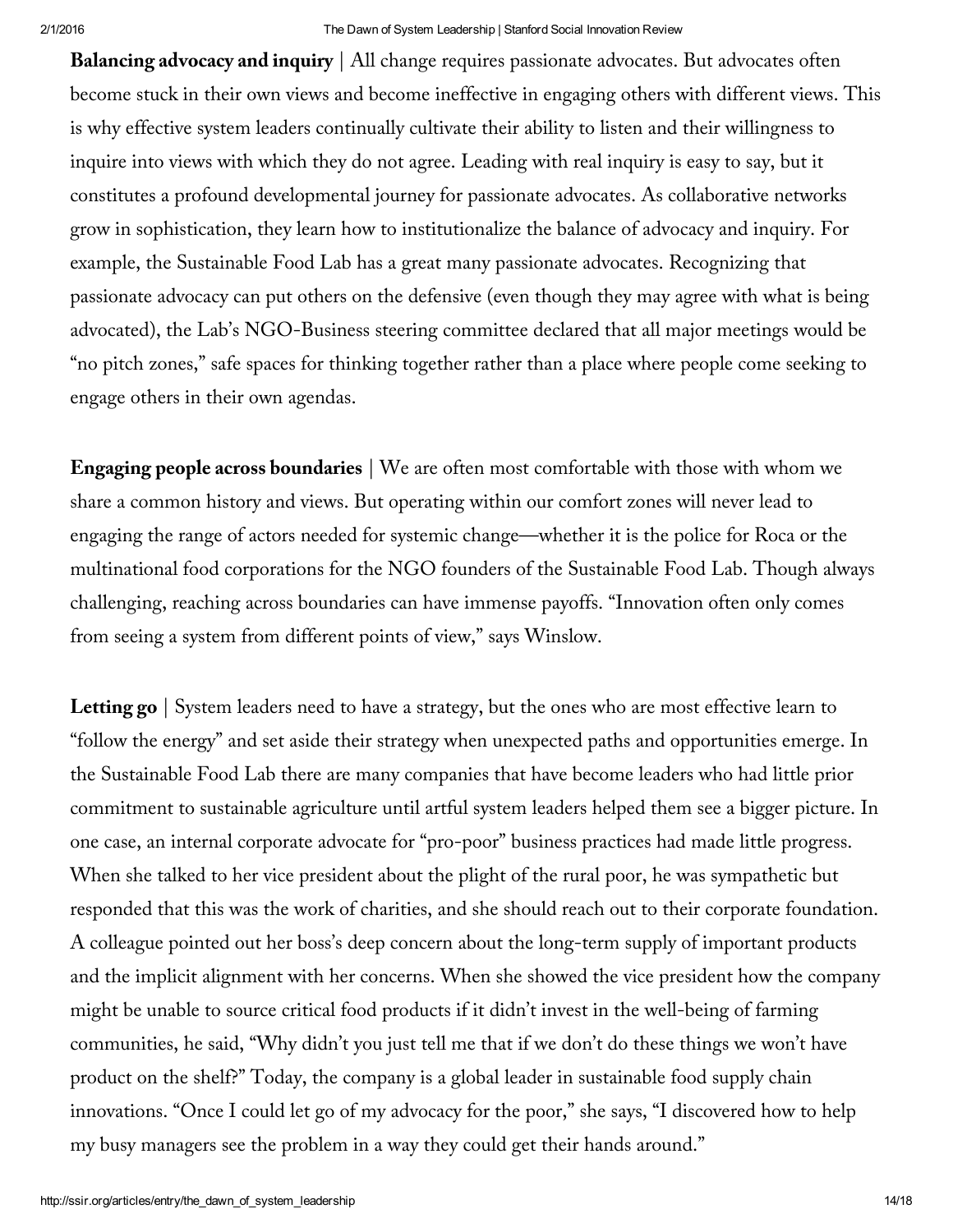**Balancing advocacy and inquiry** | All change requires passionate advocates. But advocates often become stuck in their own views and become ineffective in engaging others with different views. This is why effective system leaders continually cultivate their ability to listen and their willingness to inquire into views with which they do not agree. Leading with real inquiry is easy to say, but it constitutes a profound developmental journey for passionate advocates. As collaborative networks grow in sophistication, they learn how to institutionalize the balance of advocacy and inquiry. For example, the Sustainable Food Lab has a great many passionate advocates. Recognizing that passionate advocacy can put others on the defensive (even though they may agree with what is being advocated), the Lab's NGO-Business steering committee declared that all major meetings would be "no pitch zones," safe spaces for thinking together rather than a place where people come seeking to engage others in their own agendas.

**Engaging people across boundaries** | We are often most comfortable with those with whom we share a common history and views. But operating within our comfort zones will never lead to engaging the range of actors needed for systemic change—whether it is the police for Roca or the multinational food corporations for the NGO founders of the Sustainable Food Lab. Though always challenging, reaching across boundaries can have immense payoffs. "Innovation often only comes from seeing a system from different points of view," says Winslow.

**Letting go** | System leaders need to have a strategy, but the ones who are most effective learn to "follow the energy" and set aside their strategy when unexpected paths and opportunities emerge. In the Sustainable Food Lab there are many companies that have become leaders who had little prior commitment to sustainable agriculture until artful system leaders helped them see a bigger picture. In one case, an internal corporate advocate for "pro-poor" business practices had made little progress. When she talked to her vice president about the plight of the rural poor, he was sympathetic but responded that this was the work of charities, and she should reach out to their corporate foundation. A colleague pointed out her boss's deep concern about the long-term supply of important products and the implicit alignment with her concerns. When she showed the vice president how the company might be unable to source critical food products if it didn't invest in the well-being of farming communities, he said, "Why didn't you just tell me that if we don't do these things we won't have product on the shelf?" Today, the company is a global leader in sustainable food supply chain innovations. "Once I could let go of my advocacy for the poor," she says, "I discovered how to help my busy managers see the problem in a way they could get their hands around."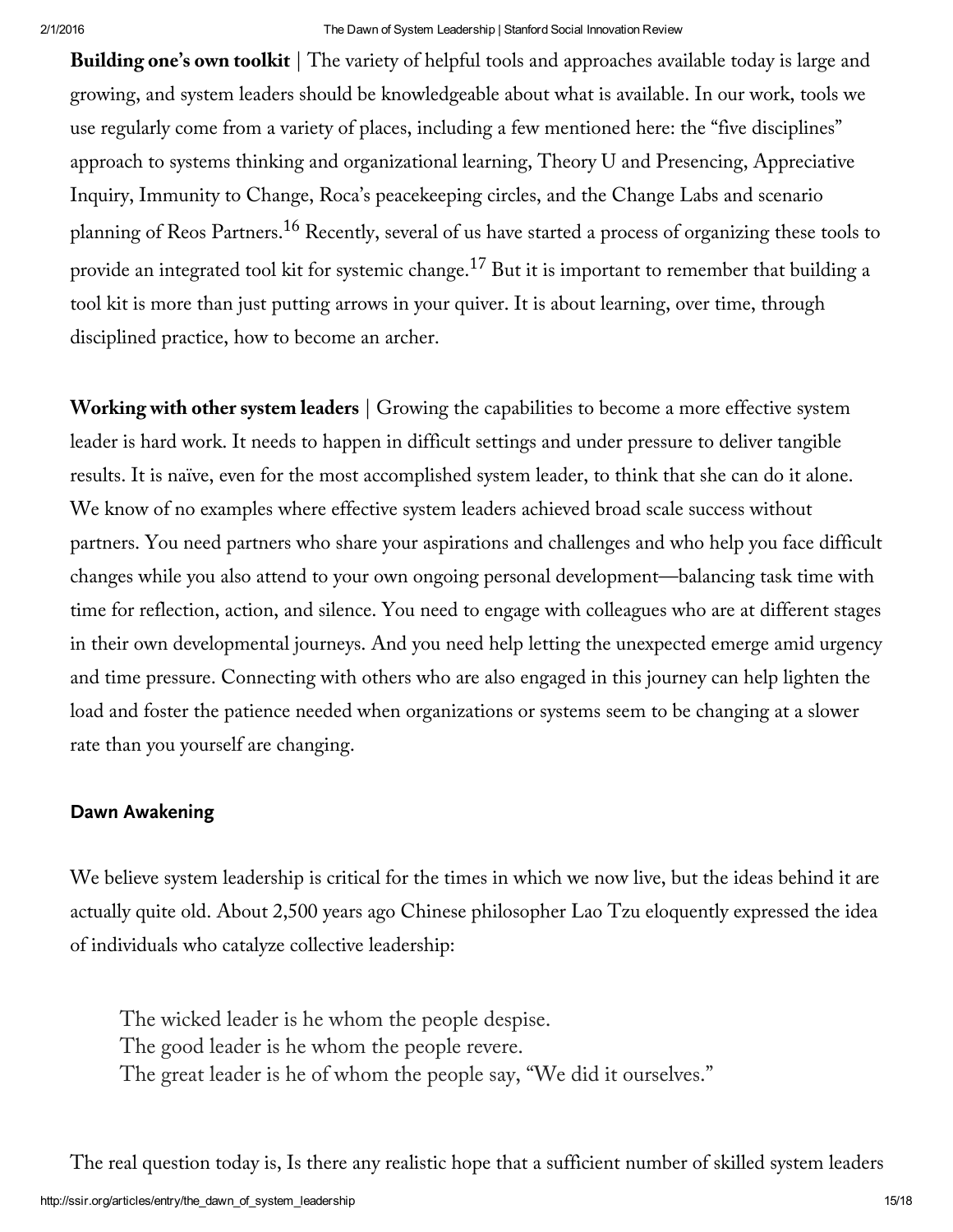**Building one's own toolkit** | The variety of helpful tools and approaches available today is large and growing, and system leaders should be knowledgeable about what is available. In our work, tools we use regularly come from a variety of places, including a few mentioned here: the "five disciplines" approach to systems thinking and organizational learning, Theory U and Presencing, Appreciative Inquiry, Immunity to Change, Roca's peacekeeping circles, and the Change Labs and scenario planning of Reos Partners.[16] Recently, several of us have started a process of organizing these tools to provide an integrated tool kit for systemic change.[17] But it is important to remember that building a tool kit is more than just putting arrows in your quiver. It is about learning, over time, through disciplined practice, how to become an archer.

**Working with other system leaders** | Growing the capabilities to become a more effective system leader is hard work. It needs to happen in difficult settings and under pressure to deliver tangible results. It is naïve, even for the most accomplished system leader, to think that she can do it alone. We know of no examples where effective system leaders achieved broad scale success without partners. You need partners who share your aspirations and challenges and who help you face difficult changes while you also attend to your own ongoing personal development—balancing task time with time for reflection, action, and silence. You need to engage with colleagues who are at different stages in their own developmental journeys. And you need help letting the unexpected emerge amid urgency and time pressure. Connecting with others who are also engaged in this journey can help lighten the load and foster the patience needed when organizations or systems seem to be changing at a slower rate than you yourself are changing.

## Dawn Awakening

We believe system leadership is critical for the times in which we now live, but the ideas behind it are actually quite old. About 2,500 years ago Chinese philosopher Lao Tzu eloquently expressed the idea of individuals who catalyze collective leadership:

> The wicked leader is he whom the people despise.
> The good leader is he whom the people revere.
> The great leader is he of whom the people say, "We did it ourselves."

The real question today is, Is there any realistic hope that a sufficient number of skilled system leaders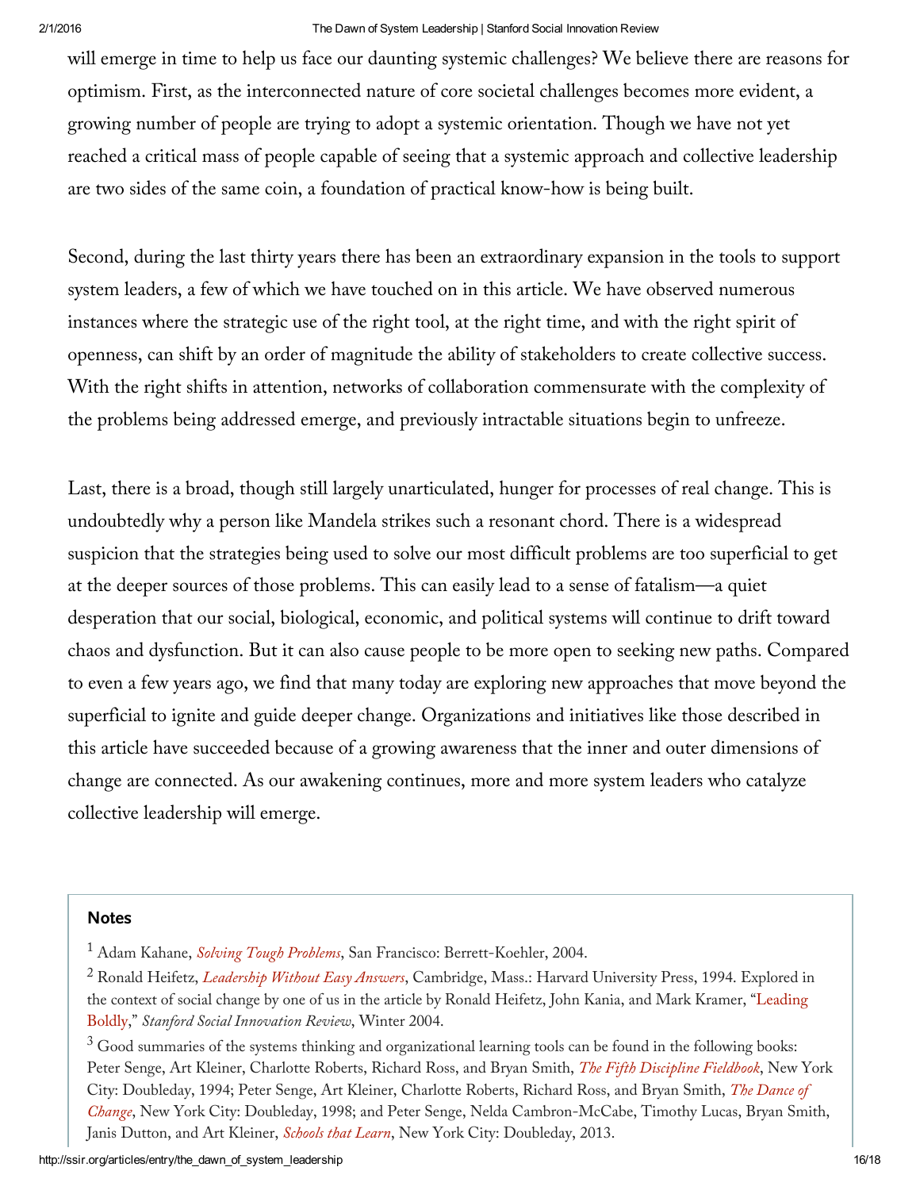will emerge in time to help us face our daunting systemic challenges? We believe there are reasons for optimism. First, as the interconnected nature of core societal challenges becomes more evident, a growing number of people are trying to adopt a systemic orientation. Though we have not yet reached a critical mass of people capable of seeing that a systemic approach and collective leadership are two sides of the same coin, a foundation of practical know-how is being built.

Second, during the last thirty years there has been an extraordinary expansion in the tools to support system leaders, a few of which we have touched on in this article. We have observed numerous instances where the strategic use of the right tool, at the right time, and with the right spirit of openness, can shift by an order of magnitude the ability of stakeholders to create collective success. With the right shifts in attention, networks of collaboration commensurate with the complexity of the problems being addressed emerge, and previously intractable situations begin to unfreeze.

Last, there is a broad, though still largely unarticulated, hunger for processes of real change. This is undoubtedly why a person like Mandela strikes such a resonant chord. There is a widespread suspicion that the strategies being used to solve our most difficult problems are too superficial to get at the deeper sources of those problems. This can easily lead to a sense of fatalism—a quiet desperation that our social, biological, economic, and political systems will continue to drift toward chaos and dysfunction. But it can also cause people to be more open to seeking new paths. Compared to even a few years ago, we find that many today are exploring new approaches that move beyond the superficial to ignite and guide deeper change. Organizations and initiatives like those described in this article have succeeded because of a growing awareness that the inner and outer dimensions of change are connected. As our awakening continues, more and more system leaders who catalyze collective leadership will emerge.

## Notes

[1] Adam Kahane, *Solving Tough Problems*, San Francisco: Berrett-Koehler, 2004.

[2] Ronald Heifetz, *Leadership Without Easy Answers*, Cambridge, Mass.: Harvard University Press, 1994. Explored in the context of social change by one of us in the article by Ronald Heifetz, John Kania, and Mark Kramer, "Leading Boldly," *Stanford Social Innovation Review*, Winter 2004.

[3] Good summaries of the systems thinking and organizational learning tools can be found in the following books: Peter Senge, Art Kleiner, Charlotte Roberts, Richard Ross, and Bryan Smith, *The Fifth Discipline Fieldbook*, New York City: Doubleday, 1994; Peter Senge, Art Kleiner, Charlotte Roberts, Richard Ross, and Bryan Smith, *The Dance of Change*, New York City: Doubleday, 1998; and Peter Senge, Nelda Cambron-McCabe, Timothy Lucas, Bryan Smith, Janis Dutton, and Art Kleiner, *Schools that Learn*, New York City: Doubleday, 2013.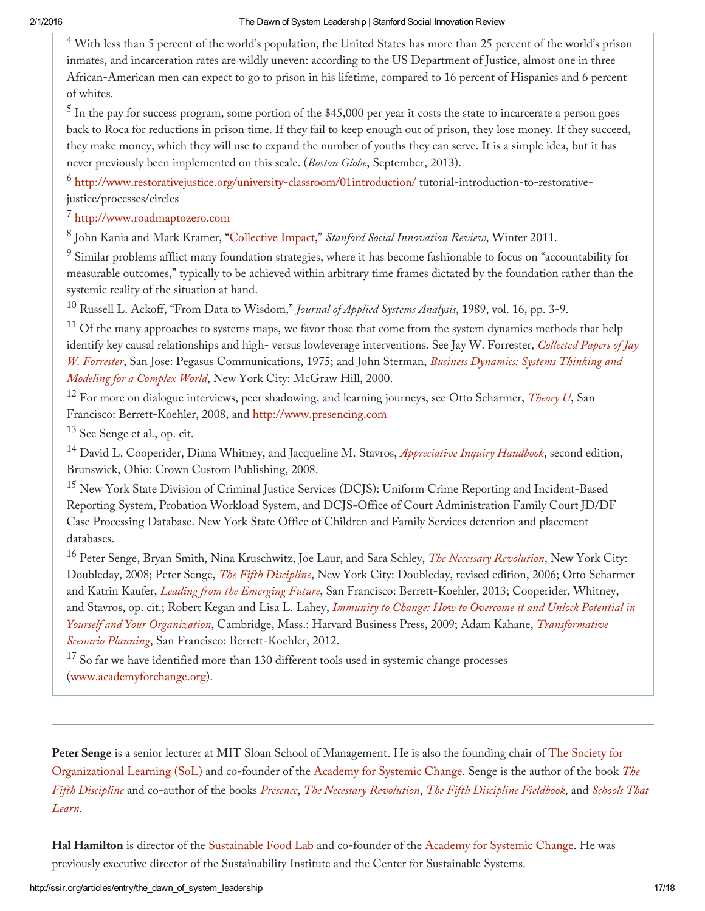[4] With less than 5 percent of the world's population, the United States has more than 25 percent of the world's prison inmates, and incarceration rates are wildly uneven: according to the US Department of Justice, almost one in three African-American men can expect to go to prison in his lifetime, compared to 16 percent of Hispanics and 6 percent of whites.

[5] In the pay for success program, some portion of the $45,000 per year it costs the state to incarcerate a person goes back to Roca for reductions in prison time. If they fail to keep enough out of prison, they lose money. If they succeed, they make money, which they will use to expand the number of youths they can serve. It is a simple idea, but it has never previously been implemented on this scale. (*Boston Globe*, September, 2013).

[6] http://www.restorativejustice.org/university-classroom/01introduction/ tutorial-introduction-to-restorative-justice/processes/circles

[7] http://www.roadmaptozero.com

[8] John Kania and Mark Kramer, "Collective Impact," *Stanford Social Innovation Review*, Winter 2011.

[9] Similar problems afflict many foundation strategies, where it has become fashionable to focus on "accountability for measurable outcomes," typically to be achieved within arbitrary time frames dictated by the foundation rather than the systemic reality of the situation at hand.

[10] Russell L. Ackoff, "From Data to Wisdom," *Journal of Applied Systems Analysis*, 1989, vol. 16, pp. 3-9.

[11] Of the many approaches to systems maps, we favor those that come from the system dynamics methods that help identify key causal relationships and high- versus lowleverage interventions. See Jay W. Forrester, *Collected Papers of Jay W. Forrester*, San Jose: Pegasus Communications, 1975; and John Sterman, *Business Dynamics: Systems Thinking and Modeling for a Complex World*, New York City: McGraw Hill, 2000.

[12] For more on dialogue interviews, peer shadowing, and learning journeys, see Otto Scharmer, *Theory U*, San Francisco: Berrett-Koehler, 2008, and http://www.presencing.com

[13] See Senge et al., op. cit.

[14] David L. Cooperider, Diana Whitney, and Jacqueline M. Stavros, *Appreciative Inquiry Handbook*, second edition, Brunswick, Ohio: Crown Custom Publishing, 2008.

[15] New York State Division of Criminal Justice Services (DCJS): Uniform Crime Reporting and Incident-Based Reporting System, Probation Workload System, and DCJS-Office of Court Administration Family Court JD/DF Case Processing Database. New York State Office of Children and Family Services detention and placement databases.

[16] Peter Senge, Bryan Smith, Nina Kruschwitz, Joe Laur, and Sara Schley, *The Necessary Revolution*, New York City: Doubleday, 2008; Peter Senge, *The Fifth Discipline*, New York City: Doubleday, revised edition, 2006; Otto Scharmer and Katrin Kaufer, *Leading from the Emerging Future*, San Francisco: Berrett-Koehler, 2013; Cooperider, Whitney, and Stavros, op. cit.; Robert Kegan and Lisa L. Lahey, *Immunity to Change: How to Overcome it and Unlock Potential in Yourself and Your Organization*, Cambridge, Mass.: Harvard Business Press, 2009; Adam Kahane, *Transformative Scenario Planning*, San Francisco: Berrett-Koehler, 2012.

[17] So far we have identified more than 130 different tools used in systemic change processes (www.academyforchange.org).

---

**Peter Senge** is a senior lecturer at MIT Sloan School of Management. He is also the founding chair of The Society for Organizational Learning (SoL) and co-founder of the Academy for Systemic Change. Senge is the author of the book *The Fifth Discipline* and co-author of the books *Presence*, *The Necessary Revolution*, *The Fifth Discipline Fieldbook*, and *Schools That Learn*.

**Hal Hamilton** is director of the Sustainable Food Lab and co-founder of the Academy for Systemic Change. He was previously executive director of the Sustainability Institute and the Center for Sustainable Systems.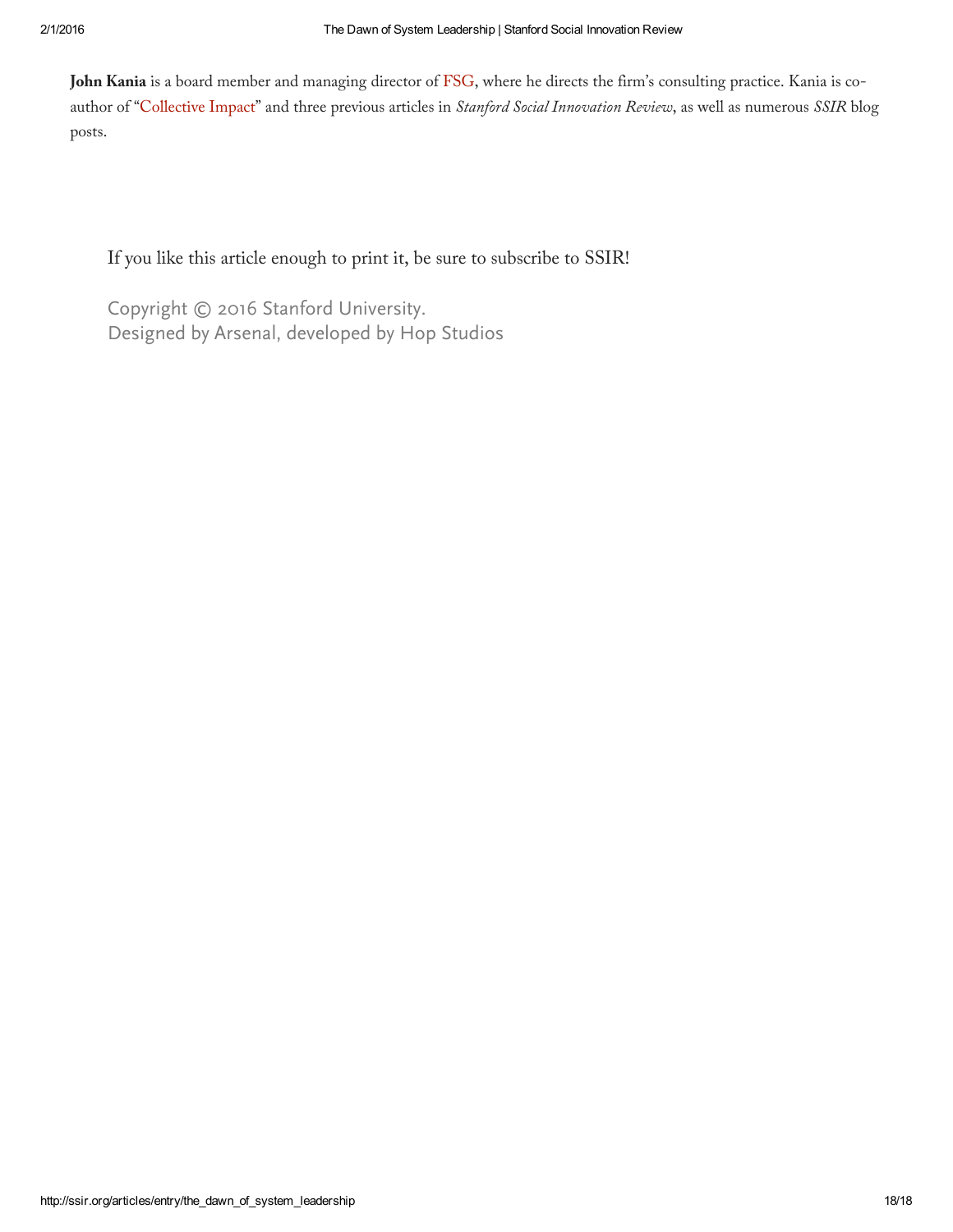**John Kania** is a board member and managing director of FSG, where he directs the firm's consulting practice. Kania is co-author of "Collective Impact" and three previous articles in *Stanford Social Innovation Review*, as well as numerous *SSIR* blog posts.

If you like this article enough to print it, be sure to subscribe to SSIR!

Copyright © 2016 Stanford University.
Designed by Arsenal, developed by Hop Studios